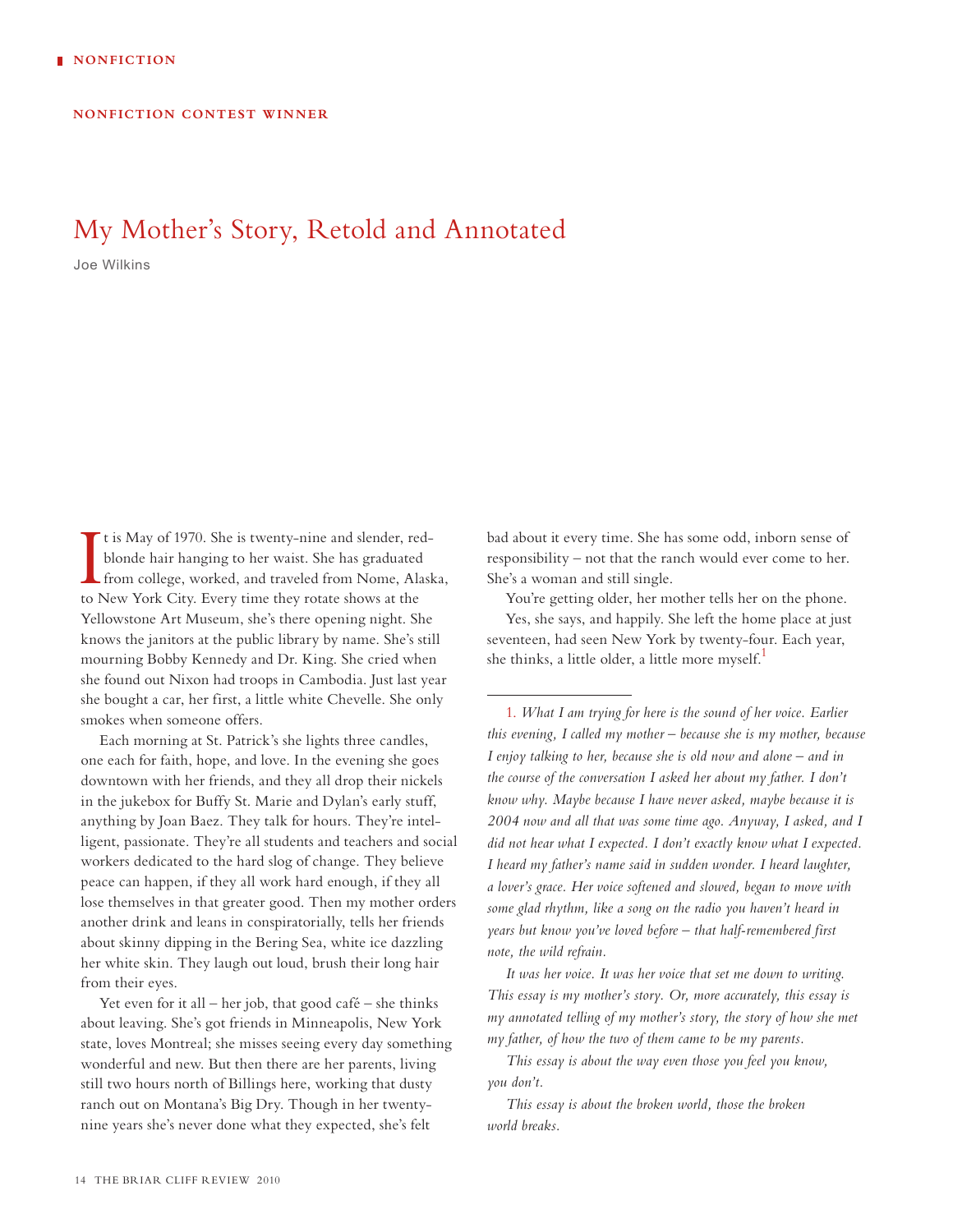NONFICTION

NONFICTION CONTEST WINNER

# My Mother's Story, Retold and Annotated

Joe Wilkins

It is May of 1970. She is twenty-nine and slender, red-blonde hair hanging to her waist. She has graduated from college, worked, and traveled from Nome, Alaska, to New York City. Every time they rotate shows at the Yellowstone Art Museum, she's there opening night. She knows the janitors at the public library by name. She's still mourning Bobby Kennedy and Dr. King. She cried when she found out Nixon had troops in Cambodia. Just last year she bought a car, her first, a little white Chevelle. She only smokes when someone offers.

Each morning at St. Patrick's she lights three candles, one each for faith, hope, and love. In the evening she goes downtown with her friends, and they all drop their nickels in the jukebox for Buffy St. Marie and Dylan's early stuff, anything by Joan Baez. They talk for hours. They're intelligent, passionate. They're all students and teachers and social workers dedicated to the hard slog of change. They believe peace can happen, if they all work hard enough, if they all lose themselves in that greater good. Then my mother orders another drink and leans in conspiratorially, tells her friends about skinny dipping in the Bering Sea, white ice dazzling her white skin. They laugh out loud, brush their long hair from their eyes.

Yet even for it all – her job, that good café – she thinks about leaving. She's got friends in Minneapolis, New York state, loves Montreal; she misses seeing every day something wonderful and new. But then there are her parents, living still two hours north of Billings here, working that dusty ranch out on Montana's Big Dry. Though in her twenty-nine years she's never done what they expected, she's felt bad about it every time. She has some odd, inborn sense of responsibility – not that the ranch would ever come to her. She's a woman and still single.

You're getting older, her mother tells her on the phone.

Yes, she says, and happily. She left the home place at just seventeen, had seen New York by twenty-four. Each year, she thinks, a little older, a little more myself.[1]

---

[1] *What I am trying for here is the sound of her voice. Earlier this evening, I called my mother – because she is my mother, because I enjoy talking to her, because she is old now and alone – and in the course of the conversation I asked her about my father. I don't know why. Maybe because I have never asked, maybe because it is 2004 now and all that was some time ago. Anyway, I asked, and I did not hear what I expected. I don't exactly know what I expected. I heard my father's name said in sudden wonder. I heard laughter, a lover's grace. Her voice softened and slowed, began to move with some glad rhythm, like a song on the radio you haven't heard in years but know you've loved before – that half-remembered first note, the wild refrain.*

*It was her voice. It was her voice that set me down to writing. This essay is my mother's story. Or, more accurately, this essay is my annotated telling of my mother's story, the story of how she met my father, of how the two of them came to be my parents.*

*This essay is about the way even those you feel you know, you don't.*

*This essay is about the broken world, those the broken world breaks.*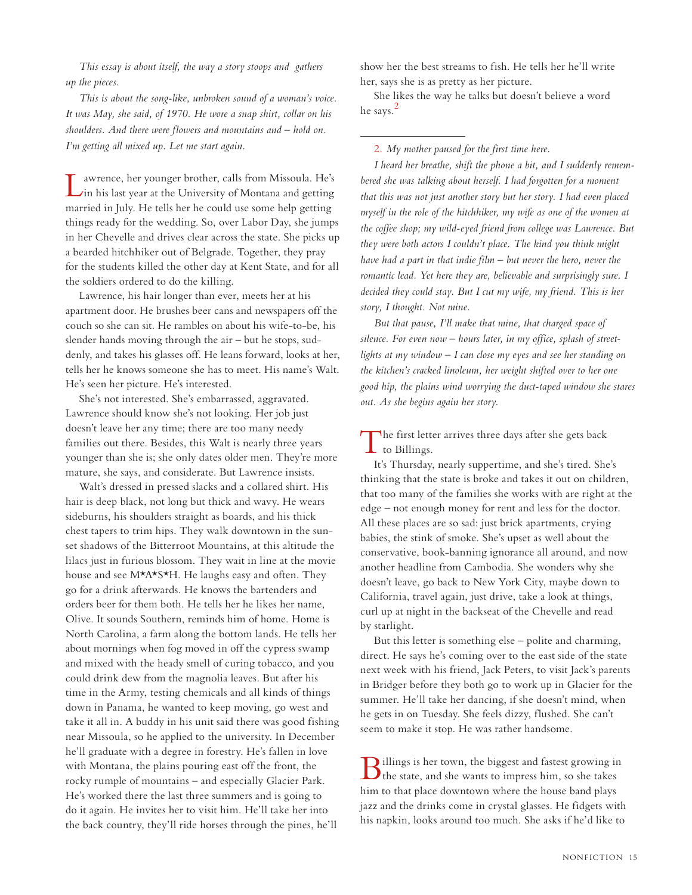*This essay is about itself, the way a story stoops and gathers up the pieces.*

*This is about the song-like, unbroken sound of a woman's voice. It was May, she said, of 1970. He wore a snap shirt, collar on his shoulders. And there were flowers and mountains and – hold on. I'm getting all mixed up. Let me start again.*

Lawrence, her younger brother, calls from Missoula. He's in his last year at the University of Montana and getting married in July. He tells her he could use some help getting things ready for the wedding. So, over Labor Day, she jumps in her Chevelle and drives clear across the state. She picks up a bearded hitchhiker out of Belgrade. Together, they pray for the students killed the other day at Kent State, and for all the soldiers ordered to do the killing.

Lawrence, his hair longer than ever, meets her at his apartment door. He brushes beer cans and newspapers off the couch so she can sit. He rambles on about his wife-to-be, his slender hands moving through the air – but he stops, suddenly, and takes his glasses off. He leans forward, looks at her, tells her he knows someone she has to meet. His name's Walt. He's seen her picture. He's interested.

She's not interested. She's embarrassed, aggravated. Lawrence should know she's not looking. Her job just doesn't leave her any time; there are too many needy families out there. Besides, this Walt is nearly three years younger than she is; she only dates older men. They're more mature, she says, and considerate. But Lawrence insists.

Walt's dressed in pressed slacks and a collared shirt. His hair is deep black, not long but thick and wavy. He wears sideburns, his shoulders straight as boards, and his thick chest tapers to trim hips. They walk downtown in the sunset shadows of the Bitterroot Mountains, at this altitude the lilacs just in furious blossom. They wait in line at the movie house and see M*A*S*H. He laughs easy and often. They go for a drink afterwards. He knows the bartenders and orders beer for them both. He tells her he likes her name, Olive. It sounds Southern, reminds him of home. Home is North Carolina, a farm along the bottom lands. He tells her about mornings when fog moved in off the cypress swamp and mixed with the heady smell of curing tobacco, and you could drink dew from the magnolia leaves. But after his time in the Army, testing chemicals and all kinds of things down in Panama, he wanted to keep moving, go west and take it all in. A buddy in his unit said there was good fishing near Missoula, so he applied to the university. In December he'll graduate with a degree in forestry. He's fallen in love with Montana, the plains pouring east off the front, the rocky rumple of mountains – and especially Glacier Park. He's worked there the last three summers and is going to do it again. He invites her to visit him. He'll take her into the back country, they'll ride horses through the pines, he'll show her the best streams to fish. He tells her he'll write her, says she is as pretty as her picture.

She likes the way he talks but doesn't believe a word he says.[2]

---

2. *My mother paused for the first time here.*

*I heard her breathe, shift the phone a bit, and I suddenly remembered she was talking about herself. I had forgotten for a moment that this was not just another story but her story. I had even placed myself in the role of the hitchhiker, my wife as one of the women at the coffee shop; my wild-eyed friend from college was Lawrence. But they were both actors I couldn't place. The kind you think might have had a part in that indie film – but never the hero, never the romantic lead. Yet here they are, believable and surprisingly sure. I decided they could stay. But I cut my wife, my friend. This is her story, I thought. Not mine.*

*But that pause, I'll make that mine, that charged space of silence. For even now – hours later, in my office, splash of streetlights at my window – I can close my eyes and see her standing on the kitchen's cracked linoleum, her weight shifted over to her one good hip, the plains wind worrying the duct-taped window she stares out. As she begins again her story.*

---

The first letter arrives three days after she gets back to Billings.

It's Thursday, nearly suppertime, and she's tired. She's thinking that the state is broke and takes it out on children, that too many of the families she works with are right at the edge – not enough money for rent and less for the doctor. All these places are so sad: just brick apartments, crying babies, the stink of smoke. She's upset as well about the conservative, book-banning ignorance all around, and now another headline from Cambodia. She wonders why she doesn't leave, go back to New York City, maybe down to California, travel again, just drive, take a look at things, curl up at night in the backseat of the Chevelle and read by starlight.

But this letter is something else – polite and charming, direct. He says he's coming over to the east side of the state next week with his friend, Jack Peters, to visit Jack's parents in Bridger before they both go to work up in Glacier for the summer. He'll take her dancing, if she doesn't mind, when he gets in on Tuesday. She feels dizzy, flushed. She can't seem to make it stop. He was rather handsome.

Billings is her town, the biggest and fastest growing in the state, and she wants to impress him, so she takes him to that place downtown where the house band plays jazz and the drinks come in crystal glasses. He fidgets with his napkin, looks around too much. She asks if he'd like to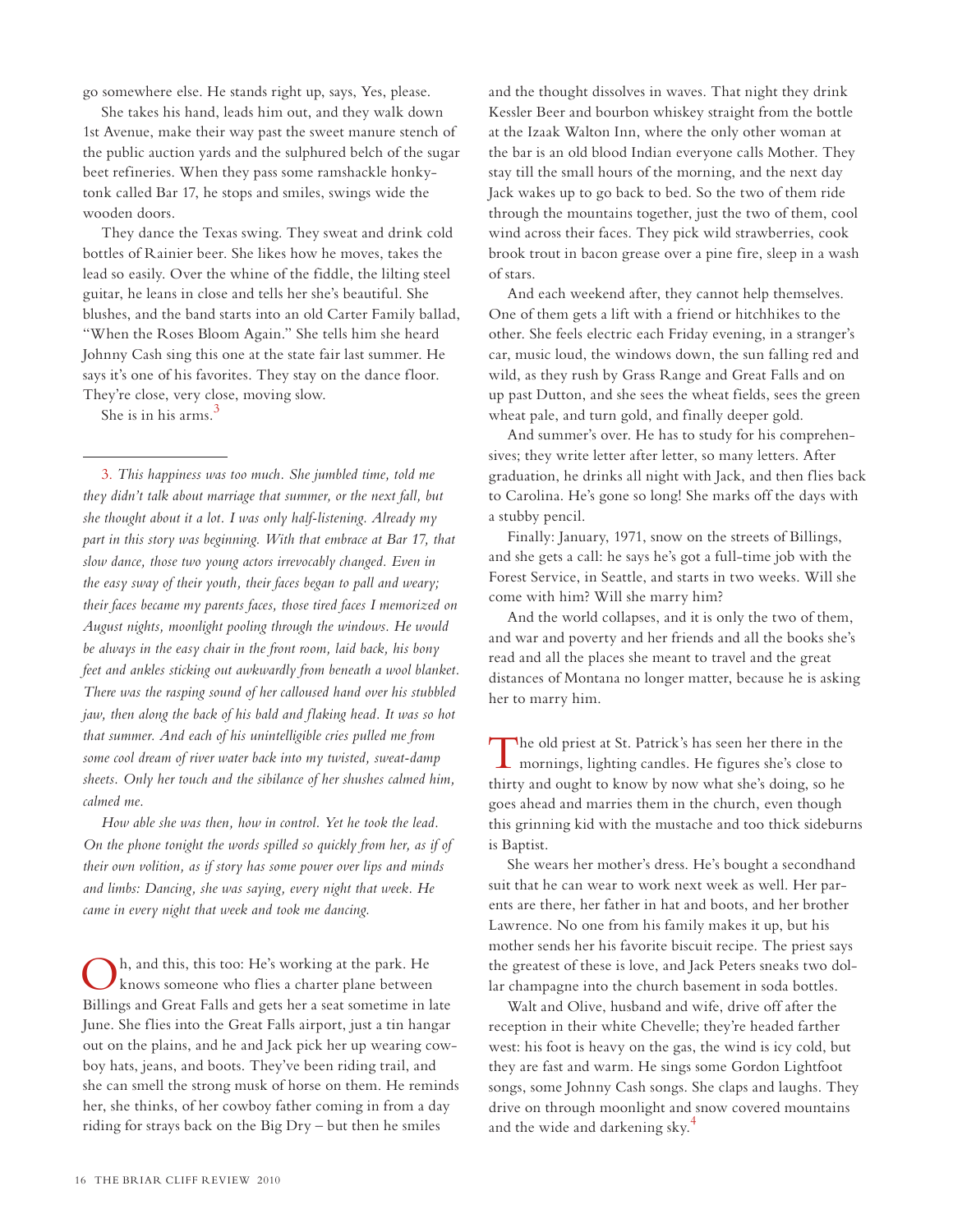go somewhere else. He stands right up, says, Yes, please.

She takes his hand, leads him out, and they walk down 1st Avenue, make their way past the sweet manure stench of the public auction yards and the sulphured belch of the sugar beet refineries. When they pass some ramshackle honky-tonk called Bar 17, he stops and smiles, swings wide the wooden doors.

They dance the Texas swing. They sweat and drink cold bottles of Rainier beer. She likes how he moves, takes the lead so easily. Over the whine of the fiddle, the lilting steel guitar, he leans in close and tells her she's beautiful. She blushes, and the band starts into an old Carter Family ballad, "When the Roses Bloom Again." She tells him she heard Johnny Cash sing this one at the state fair last summer. He says it's one of his favorites. They stay on the dance floor. They're close, very close, moving slow.

She is in his arms.[3]

---

3. *This happiness was too much. She jumbled time, told me they didn't talk about marriage that summer, or the next fall, but she thought about it a lot. I was only half-listening. Already my part in this story was beginning. With that embrace at Bar 17, that slow dance, those two young actors irrevocably changed. Even in the easy sway of their youth, their faces began to pall and weary; their faces became my parents faces, those tired faces I memorized on August nights, moonlight pooling through the windows. He would be always in the easy chair in the front room, laid back, his bony feet and ankles sticking out awkwardly from beneath a wool blanket. There was the rasping sound of her calloused hand over his stubbled jaw, then along the back of his bald and flaking head. It was so hot that summer. And each of his unintelligible cries pulled me from some cool dream of river water back into my twisted, sweat-damp sheets. Only her touch and the sibilance of her shushes calmed him, calmed me.*

*How able she was then, how in control. Yet he took the lead. On the phone tonight the words spilled so quickly from her, as if of their own volition, as if story has some power over lips and minds and limbs: Dancing, she was saying, every night that week. He came in every night that week and took me dancing.*

---

Oh, and this, this too: He's working at the park. He knows someone who flies a charter plane between Billings and Great Falls and gets her a seat sometime in late June. She flies into the Great Falls airport, just a tin hangar out on the plains, and he and Jack pick her up wearing cowboy hats, jeans, and boots. They've been riding trail, and she can smell the strong musk of horse on them. He reminds her, she thinks, of her cowboy father coming in from a day riding for strays back on the Big Dry – but then he smiles and the thought dissolves in waves. That night they drink Kessler Beer and bourbon whiskey straight from the bottle at the Izaak Walton Inn, where the only other woman at the bar is an old blood Indian everyone calls Mother. They stay till the small hours of the morning, and the next day Jack wakes up to go back to bed. So the two of them ride through the mountains together, just the two of them, cool wind across their faces. They pick wild strawberries, cook brook trout in bacon grease over a pine fire, sleep in a wash of stars.

And each weekend after, they cannot help themselves. One of them gets a lift with a friend or hitchhikes to the other. She feels electric each Friday evening, in a stranger's car, music loud, the windows down, the sun falling red and wild, as they rush by Grass Range and Great Falls and on up past Dutton, and she sees the wheat fields, sees the green wheat pale, and turn gold, and finally deeper gold.

And summer's over. He has to study for his comprehensives; they write letter after letter, so many letters. After graduation, he drinks all night with Jack, and then flies back to Carolina. He's gone so long! She marks off the days with a stubby pencil.

Finally: January, 1971, snow on the streets of Billings, and she gets a call: he says he's got a full-time job with the Forest Service, in Seattle, and starts in two weeks. Will she come with him? Will she marry him?

And the world collapses, and it is only the two of them, and war and poverty and her friends and all the books she's read and all the places she meant to travel and the great distances of Montana no longer matter, because he is asking her to marry him.

The old priest at St. Patrick's has seen her there in the mornings, lighting candles. He figures she's close to thirty and ought to know by now what she's doing, so he goes ahead and marries them in the church, even though this grinning kid with the mustache and too thick sideburns is Baptist.

She wears her mother's dress. He's bought a secondhand suit that he can wear to work next week as well. Her parents are there, her father in hat and boots, and her brother Lawrence. No one from his family makes it up, but his mother sends her his favorite biscuit recipe. The priest says the greatest of these is love, and Jack Peters sneaks two dollar champagne into the church basement in soda bottles.

Walt and Olive, husband and wife, drive off after the reception in their white Chevelle; they're headed farther west: his foot is heavy on the gas, the wind is icy cold, but they are fast and warm. He sings some Gordon Lightfoot songs, some Johnny Cash songs. She claps and laughs. They drive on through moonlight and snow covered mountains and the wide and darkening sky.[4]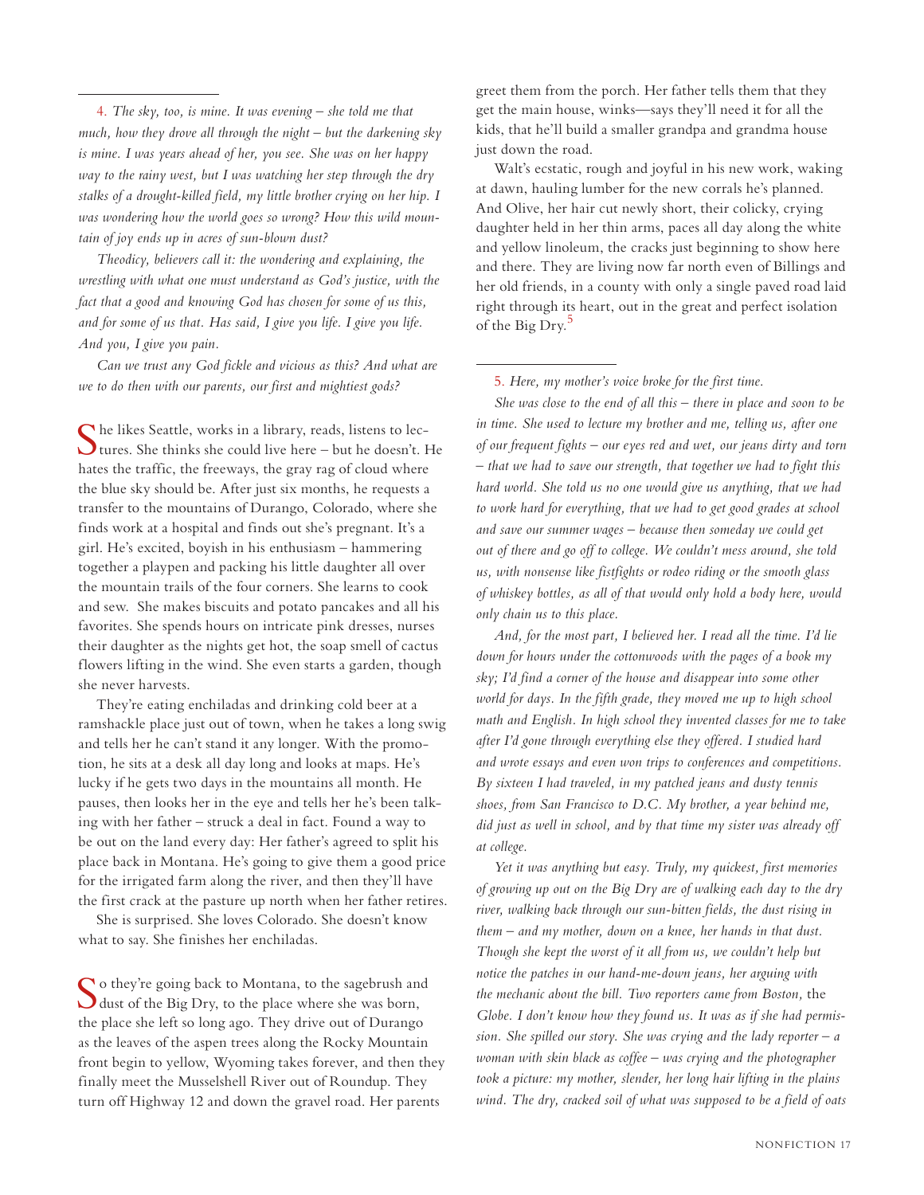*4. The sky, too, is mine. It was evening – she told me that much, how they drove all through the night – but the darkening sky is mine. I was years ahead of her, you see. She was on her happy way to the rainy west, but I was watching her step through the dry stalks of a drought-killed field, my little brother crying on her hip. I was wondering how the world goes so wrong? How this wild mountain of joy ends up in acres of sun-blown dust?*

*Theodicy, believers call it: the wondering and explaining, the wrestling with what one must understand as God's justice, with the fact that a good and knowing God has chosen for some of us this, and for some of us that. Has said, I give you life. I give you life. And you, I give you pain.*

*Can we trust any God fickle and vicious as this? And what are we to do then with our parents, our first and mightiest gods?*

She likes Seattle, works in a library, reads, listens to lectures. She thinks she could live here – but he doesn't. He hates the traffic, the freeways, the gray rag of cloud where the blue sky should be. After just six months, he requests a transfer to the mountains of Durango, Colorado, where she finds work at a hospital and finds out she's pregnant. It's a girl. He's excited, boyish in his enthusiasm – hammering together a playpen and packing his little daughter all over the mountain trails of the four corners. She learns to cook and sew. She makes biscuits and potato pancakes and all his favorites. She spends hours on intricate pink dresses, nurses their daughter as the nights get hot, the soap smell of cactus flowers lifting in the wind. She even starts a garden, though she never harvests.

They're eating enchiladas and drinking cold beer at a ramshackle place just out of town, when he takes a long swig and tells her he can't stand it any longer. With the promotion, he sits at a desk all day long and looks at maps. He's lucky if he gets two days in the mountains all month. He pauses, then looks her in the eye and tells her he's been talking with her father – struck a deal in fact. Found a way to be out on the land every day: Her father's agreed to split his place back in Montana. He's going to give them a good price for the irrigated farm along the river, and then they'll have the first crack at the pasture up north when her father retires.

She is surprised. She loves Colorado. She doesn't know what to say. She finishes her enchiladas.

So they're going back to Montana, to the sagebrush and dust of the Big Dry, to the place where she was born, the place she left so long ago. They drive out of Durango as the leaves of the aspen trees along the Rocky Mountain front begin to yellow, Wyoming takes forever, and then they finally meet the Musselshell River out of Roundup. They turn off Highway 12 and down the gravel road. Her parents greet them from the porch. Her father tells them that they get the main house, winks—says they'll need it for all the kids, that he'll build a smaller grandpa and grandma house just down the road.

Walt's ecstatic, rough and joyful in his new work, waking at dawn, hauling lumber for the new corrals he's planned. And Olive, her hair cut newly short, their colicky, crying daughter held in her thin arms, paces all day along the white and yellow linoleum, the cracks just beginning to show here and there. They are living now far north even of Billings and her old friends, in a county with only a single paved road laid right through its heart, out in the great and perfect isolation of the Big Dry.[5]

*5. Here, my mother's voice broke for the first time.*

*She was close to the end of all this – there in place and soon to be in time. She used to lecture my brother and me, telling us, after one of our frequent fights – our eyes red and wet, our jeans dirty and torn – that we had to save our strength, that together we had to fight this hard world. She told us no one would give us anything, that we had to work hard for everything, that we had to get good grades at school and save our summer wages – because then someday we could get out of there and go off to college. We couldn't mess around, she told us, with nonsense like fistfights or rodeo riding or the smooth glass of whiskey bottles, as all of that would only hold a body here, would only chain us to this place.*

*And, for the most part, I believed her. I read all the time. I'd lie down for hours under the cottonwoods with the pages of a book my sky; I'd find a corner of the house and disappear into some other world for days. In the fifth grade, they moved me up to high school math and English. In high school they invented classes for me to take after I'd gone through everything else they offered. I studied hard and wrote essays and even won trips to conferences and competitions. By sixteen I had traveled, in my patched jeans and dusty tennis shoes, from San Francisco to D.C. My brother, a year behind me, did just as well in school, and by that time my sister was already off at college.*

*Yet it was anything but easy. Truly, my quickest, first memories of growing up out on the Big Dry are of walking each day to the dry river, walking back through our sun-bitten fields, the dust rising in them – and my mother, down on a knee, her hands in that dust. Though she kept the worst of it all from us, we couldn't help but notice the patches in our hand-me-down jeans, her arguing with the mechanic about the bill. Two reporters came from Boston,* the *Globe. I don't know how they found us. It was as if she had permission. She spilled our story. She was crying and the lady reporter – a woman with skin black as coffee – was crying and the photographer took a picture: my mother, slender, her long hair lifting in the plains wind. The dry, cracked soil of what was supposed to be a field of oats*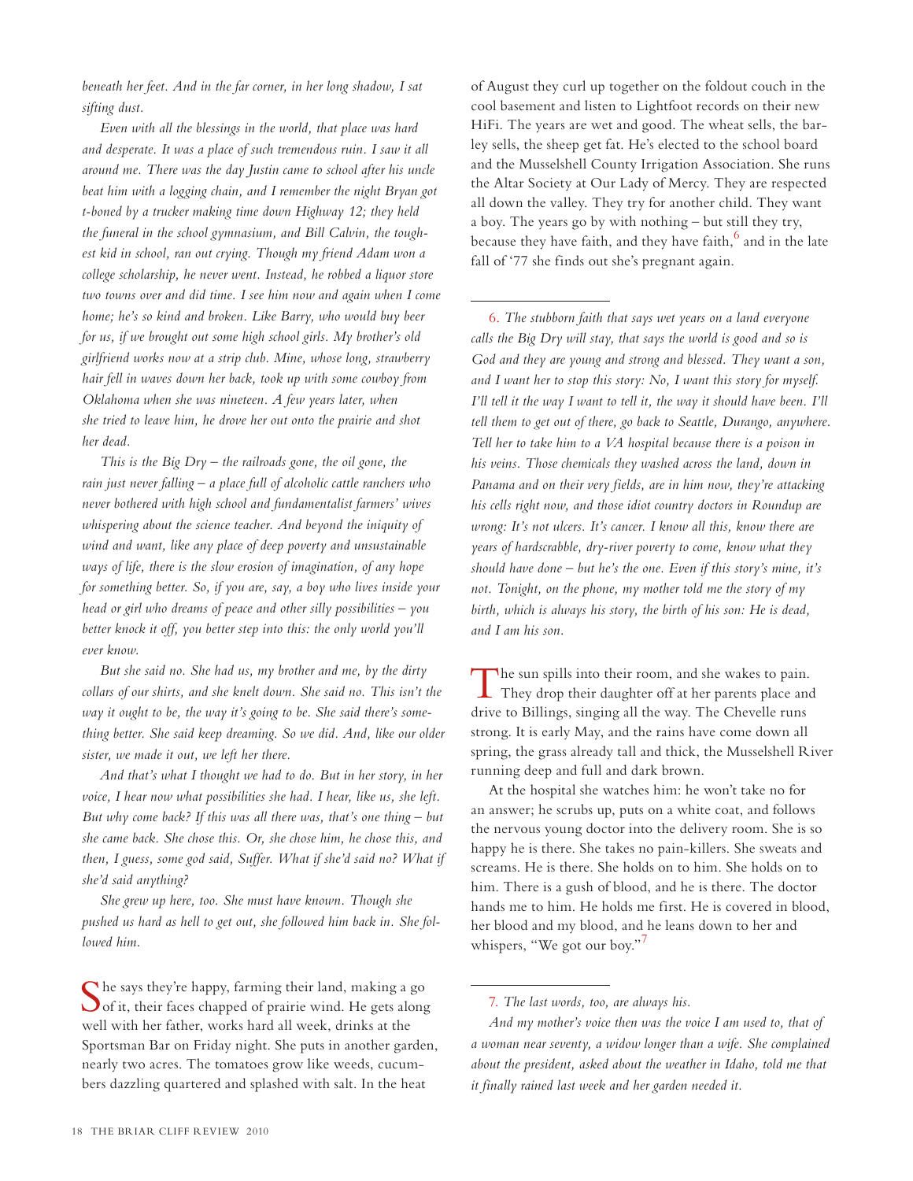*beneath her feet. And in the far corner, in her long shadow, I sat sifting dust.*

*Even with all the blessings in the world, that place was hard and desperate. It was a place of such tremendous ruin. I saw it all around me. There was the day Justin came to school after his uncle beat him with a logging chain, and I remember the night Bryan got t-boned by a trucker making time down Highway 12; they held the funeral in the school gymnasium, and Bill Calvin, the toughest kid in school, ran out crying. Though my friend Adam won a college scholarship, he never went. Instead, he robbed a liquor store two towns over and did time. I see him now and again when I come home; he's so kind and broken. Like Barry, who would buy beer for us, if we brought out some high school girls. My brother's old girlfriend works now at a strip club. Mine, whose long, strawberry hair fell in waves down her back, took up with some cowboy from Oklahoma when she was nineteen. A few years later, when she tried to leave him, he drove her out onto the prairie and shot her dead.*

*This is the Big Dry – the railroads gone, the oil gone, the rain just never falling – a place full of alcoholic cattle ranchers who never bothered with high school and fundamentalist farmers' wives whispering about the science teacher. And beyond the iniquity of wind and want, like any place of deep poverty and unsustainable ways of life, there is the slow erosion of imagination, of any hope for something better. So, if you are, say, a boy who lives inside your head or girl who dreams of peace and other silly possibilities – you better knock it off, you better step into this: the only world you'll ever know.*

*But she said no. She had us, my brother and me, by the dirty collars of our shirts, and she knelt down. She said no. This isn't the way it ought to be, the way it's going to be. She said there's something better. She said keep dreaming. So we did. And, like our older sister, we made it out, we left her there.*

*And that's what I thought we had to do. But in her story, in her voice, I hear now what possibilities she had. I hear, like us, she left. But why come back? If this was all there was, that's one thing – but she came back. She chose this. Or, she chose him, he chose this, and then, I guess, some god said, Suffer. What if she'd said no? What if she'd said anything?*

*She grew up here, too. She must have known. Though she pushed us hard as hell to get out, she followed him back in. She followed him.*

She says they're happy, farming their land, making a go of it, their faces chapped of prairie wind. He gets along well with her father, works hard all week, drinks at the Sportsman Bar on Friday night. She puts in another garden, nearly two acres. The tomatoes grow like weeds, cucumbers dazzling quartered and splashed with salt. In the heat of August they curl up together on the foldout couch in the cool basement and listen to Lightfoot records on their new HiFi. The years are wet and good. The wheat sells, the barley sells, the sheep get fat. He's elected to the school board and the Musselshell County Irrigation Association. She runs the Altar Society at Our Lady of Mercy. They are respected all down the valley. They try for another child. They want a boy. The years go by with nothing – but still they try, because they have faith, and they have faith,[6] and in the late fall of '77 she finds out she's pregnant again.

---

[6] *The stubborn faith that says wet years on a land everyone calls the Big Dry will stay, that says the world is good and so is God and they are young and strong and blessed. They want a son, and I want her to stop this story: No, I want this story for myself. I'll tell it the way I want to tell it, the way it should have been. I'll tell them to get out of there, go back to Seattle, Durango, anywhere. Tell her to take him to a VA hospital because there is a poison in his veins. Those chemicals they washed across the land, down in Panama and on their very fields, are in him now, they're attacking his cells right now, and those idiot country doctors in Roundup are wrong: It's not ulcers. It's cancer. I know all this, know there are years of hardscrabble, dry-river poverty to come, know what they should have done – but he's the one. Even if this story's mine, it's not. Tonight, on the phone, my mother told me the story of my birth, which is always his story, the birth of his son: He is dead, and I am his son.*

---

The sun spills into their room, and she wakes to pain. They drop their daughter off at her parents place and drive to Billings, singing all the way. The Chevelle runs strong. It is early May, and the rains have come down all spring, the grass already tall and thick, the Musselshell River running deep and full and dark brown.

At the hospital she watches him: he won't take no for an answer; he scrubs up, puts on a white coat, and follows the nervous young doctor into the delivery room. She is so happy he is there. She takes no pain-killers. She sweats and screams. He is there. She holds on to him. She holds on to him. There is a gush of blood, and he is there. The doctor hands me to him. He holds me first. He is covered in blood, her blood and my blood, and he leans down to her and whispers, "We got our boy."[7]

---

[7] *The last words, too, are always his.*

*And my mother's voice then was the voice I am used to, that of a woman near seventy, a widow longer than a wife. She complained about the president, asked about the weather in Idaho, told me that it finally rained last week and her garden needed it.*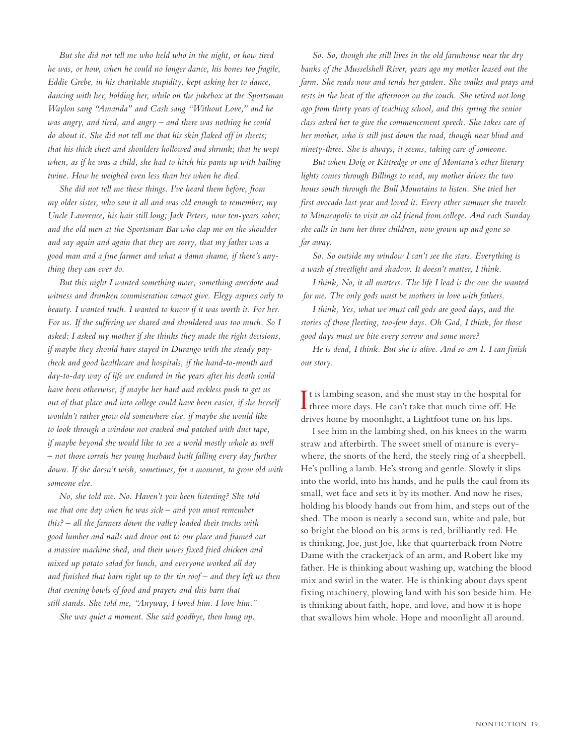*But she did not tell me who held who in the night, or how tired he was, or how, when he could no longer dance, his bones too fragile, Eddie Grebe, in his charitable stupidity, kept asking her to dance, dancing with her, holding her, while on the jukebox at the Sportsman Waylon sang "Amanda" and Cash sang "Without Love," and he was angry, and tired, and angry – and there was nothing he could do about it. She did not tell me that his skin flaked off in sheets; that his thick chest and shoulders hollowed and shrunk; that he wept when, as if he was a child, she had to hitch his pants up with bailing twine. How he weighed even less than her when he died.*

*She did not tell me these things. I've heard them before, from my older sister, who saw it all and was old enough to remember; my Uncle Lawrence, his hair still long; Jack Peters, now ten-years sober; and the old men at the Sportsman Bar who clap me on the shoulder and say again and again that they are sorry, that my father was a good man and a fine farmer and what a damn shame, if there's anything they can ever do.*

*But this night I wanted something more, something anecdote and witness and drunken commiseration cannot give. Elegy aspires only to beauty. I wanted truth. I wanted to know if it was worth it. For her. For us. If the suffering we shared and shouldered was too much. So I asked: I asked my mother if she thinks they made the right decisions, if maybe they should have stayed in Durango with the steady paycheck and good healthcare and hospitals, if the hand-to-mouth and day-to-day way of life we endured in the years after his death could have been otherwise, if maybe her hard and reckless push to get us out of that place and into college could have been easier, if she herself wouldn't rather grow old somewhere else, if maybe she would like to look through a window not cracked and patched with duct tape, if maybe beyond she would like to see a world mostly whole as well – not those corrals her young husband built falling every day further down. If she doesn't wish, sometimes, for a moment, to grow old with someone else.*

*No, she told me. No. Haven't you been listening? She told me that one day when he was sick – and you must remember this? – all the farmers down the valley loaded their trucks with good lumber and nails and drove out to our place and framed out a massive machine shed, and their wives fixed fried chicken and mixed up potato salad for lunch, and everyone worked all day and finished that barn right up to the tin roof – and they left us then that evening bowls of food and prayers and this barn that still stands. She told me, "Anyway, I loved him. I love him."*

*She was quiet a moment. She said goodbye, then hung up.*

*So. So, though she still lives in the old farmhouse near the dry banks of the Musselshell River, years ago my mother leased out the farm. She reads now and tends her garden. She walks and prays and rests in the heat of the afternoon on the couch. She retired not long ago from thirty years of teaching school, and this spring the senior class asked her to give the commencement speech. She takes care of her mother, who is still just down the road, though near blind and ninety-three. She is always, it seems, taking care of someone.*

*But when Doig or Kittredge or one of Montana's other literary lights comes through Billings to read, my mother drives the two hours south through the Bull Mountains to listen. She tried her first avocado last year and loved it. Every other summer she travels to Minneapolis to visit an old friend from college. And each Sunday she calls in turn her three children, now grown up and gone so far away.*

*So. So outside my window I can't see the stars. Everything is a wash of streetlight and shadow. It doesn't matter, I think.*

*I think, No, it all matters. The life I lead is the one she wanted for me. The only gods must be mothers in love with fathers.*

*I think, Yes, what we must call gods are good days, and the stories of those fleeting, too-few days. Oh God, I think, for those good days must we bite every sorrow and some more?*

*He is dead, I think. But she is alive. And so am I. I can finish our story.*

It is lambing season, and she must stay in the hospital for three more days. He can't take that much time off. He drives home by moonlight, a Lightfoot tune on his lips.

I see him in the lambing shed, on his knees in the warm straw and afterbirth. The sweet smell of manure is everywhere, the snorts of the herd, the steely ring of a sheepbell. He's pulling a lamb. He's strong and gentle. Slowly it slips into the world, into his hands, and he pulls the caul from its small, wet face and sets it by its mother. And now he rises, holding his bloody hands out from him, and steps out of the shed. The moon is nearly a second sun, white and pale, but so bright the blood on his arms is red, brilliantly red. He is thinking, Joe, just Joe, like that quarterback from Notre Dame with the crackerjack of an arm, and Robert like my father. He is thinking about washing up, watching the blood mix and swirl in the water. He is thinking about days spent fixing machinery, plowing land with his son beside him. He is thinking about faith, hope, and love, and how it is hope that swallows him whole. Hope and moonlight all around.